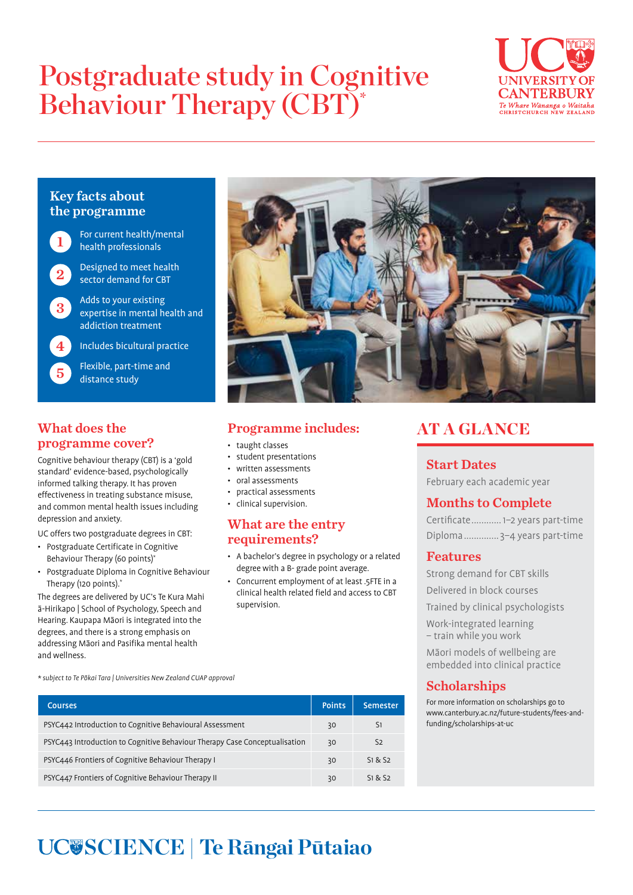# Postgraduate study in Cognitive Behaviour Therapy (CBT)*

UC UNIVERSITY OF CANTERBURY
Te Whare Wānanga o Waitaha
CHRISTCHURCH NEW ZEALAND

## Key facts about the programme

1. For current health/mental health professionals
2. Designed to meet health sector demand for CBT
3. Adds to your existing expertise in mental health and addiction treatment
4. Includes bicultural practice
5. Flexible, part-time and distance study

## What does the programme cover?

Cognitive behaviour therapy (CBT) is a 'gold standard' evidence-based, psychologically informed talking therapy. It has proven effectiveness in treating substance misuse, and common mental health issues including depression and anxiety.

UC offers two postgraduate degrees in CBT:

- Postgraduate Certificate in Cognitive Behaviour Therapy (60 points)*
- Postgraduate Diploma in Cognitive Behaviour Therapy (120 points).*

The degrees are delivered by UC's Te Kura Mahi ā-Hirikapo | School of Psychology, Speech and Hearing. Kaupapa Māori is integrated into the degrees, and there is a strong emphasis on addressing Māori and Pasifika mental health and wellness.

## Programme includes:

- taught classes
- student presentations
- written assessments
- oral assessments
- practical assessments
- clinical supervision.

## What are the entry requirements?

- A bachelor's degree in psychology or a related degree with a B- grade point average.
- Concurrent employment of at least .5FTE in a clinical health related field and access to CBT supervision.

*\* subject to Te Pōkai Tara | Universities New Zealand CUAP approval*

| Courses | Points | Semester |
|---|---|---|
| PSYC442 Introduction to Cognitive Behavioural Assessment | 30 | S1 |
| PSYC443 Introduction to Cognitive Behaviour Therapy Case Conceptualisation | 30 | S2 |
| PSYC446 Frontiers of Cognitive Behaviour Therapy I | 30 | S1 & S2 |
| PSYC447 Frontiers of Cognitive Behaviour Therapy II | 30 | S1 & S2 |

## AT A GLANCE

### Start Dates

February each academic year

### Months to Complete

Certificate ........... 1–2 years part-time
Diploma ............. 3–4 years part-time

### Features

Strong demand for CBT skills

Delivered in block courses

Trained by clinical psychologists

Work-integrated learning – train while you work

Māori models of wellbeing are embedded into clinical practice

### Scholarships

For more information on scholarships go to www.canterbury.ac.nz/future-students/fees-and-funding/scholarships-at-uc

UC SCIENCE | Te Rāngai Pūtaiao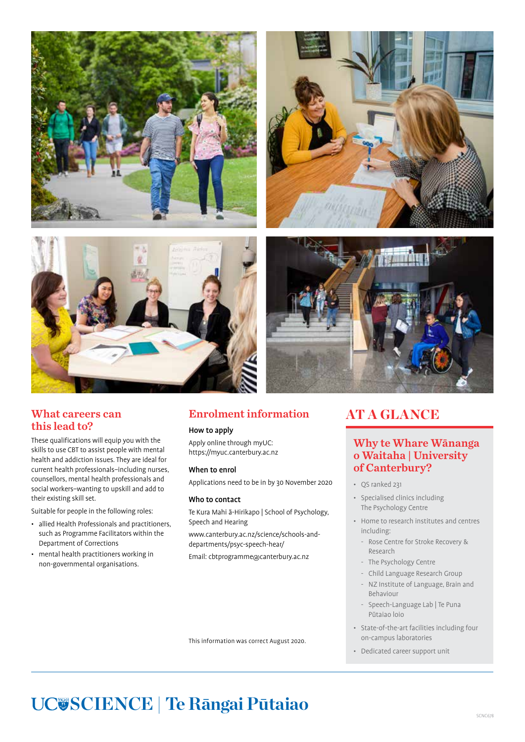## What careers can this lead to?

These qualifications will equip you with the skills to use CBT to assist people with mental health and addiction issues. They are ideal for current health professionals–including nurses, counsellors, mental health professionals and social workers–wanting to upskill and add to their existing skill set.

Suitable for people in the following roles:

- allied Health Professionals and practitioners, such as Programme Facilitators within the Department of Corrections
- mental health practitioners working in non-governmental organisations.

## Enrolment information

### How to apply

Apply online through myUC:
https://myuc.canterbury.ac.nz

### When to enrol

Applications need to be in by 30 November 2020

### Who to contact

Te Kura Mahi ā-Hirikapo | School of Psychology, Speech and Hearing

www.canterbury.ac.nz/science/schools-and-departments/psyc-speech-hear/

Email: cbtprogramme@canterbury.ac.nz

This information was correct August 2020.

## AT A GLANCE

### Why te Whare Wānanga o Waitaha | University of Canterbury?

- QS ranked 231
- Specialised clinics including The Psychology Centre
- Home to research institutes and centres including:
  - Rose Centre for Stroke Recovery & Research
  - The Psychology Centre
  - Child Language Research Group
  - NZ Institute of Language, Brain and Behaviour
  - Speech-Language Lab | Te Puna Pūtaiao Ioio
- State-of-the-art facilities including four on-campus laboratories
- Dedicated career support unit

UC SCIENCE | Te Rāngai Pūtaiao

SCNC678